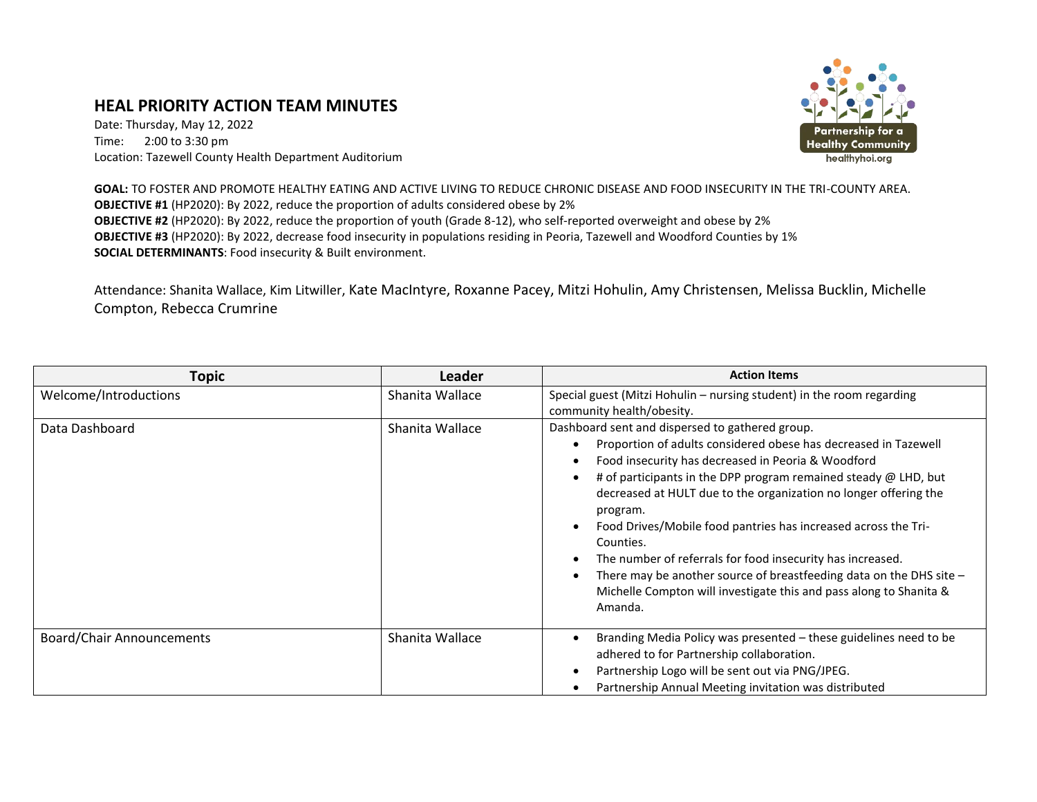# HEAL PRIORITY ACTION TEAM MINUTES

Date: Thursday, May 12, 2022
Time: 2:00 to 3:30 pm
Location: Tazewell County Health Department Auditorium

Partnership for a Healthy Community
healthyhoi.org

**GOAL:** TO FOSTER AND PROMOTE HEALTHY EATING AND ACTIVE LIVING TO REDUCE CHRONIC DISEASE AND FOOD INSECURITY IN THE TRI-COUNTY AREA.
**OBJECTIVE #1** (HP2020): By 2022, reduce the proportion of adults considered obese by 2%
**OBJECTIVE #2** (HP2020): By 2022, reduce the proportion of youth (Grade 8-12), who self-reported overweight and obese by 2%
**OBJECTIVE #3** (HP2020): By 2022, decrease food insecurity in populations residing in Peoria, Tazewell and Woodford Counties by 1%
**SOCIAL DETERMINANTS**: Food insecurity & Built environment.

Attendance: Shanita Wallace, Kim Litwiller, Kate MacIntyre, Roxanne Pacey, Mitzi Hohulin, Amy Christensen, Melissa Bucklin, Michelle Compton, Rebecca Crumrine

| Topic | Leader | Action Items |
|---|---|---|
| Welcome/Introductions | Shanita Wallace | Special guest (Mitzi Hohulin – nursing student) in the room regarding community health/obesity. |
| Data Dashboard | Shanita Wallace | Dashboard sent and dispersed to gathered group.<br>• Proportion of adults considered obese has decreased in Tazewell<br>• Food insecurity has decreased in Peoria & Woodford<br>• # of participants in the DPP program remained steady @ LHD, but decreased at HULT due to the organization no longer offering the program.<br>• Food Drives/Mobile food pantries has increased across the Tri-Counties.<br>• The number of referrals for food insecurity has increased.<br>• There may be another source of breastfeeding data on the DHS site – Michelle Compton will investigate this and pass along to Shanita & Amanda. |
| Board/Chair Announcements | Shanita Wallace | • Branding Media Policy was presented – these guidelines need to be adhered to for Partnership collaboration.<br>• Partnership Logo will be sent out via PNG/JPEG.<br>• Partnership Annual Meeting invitation was distributed |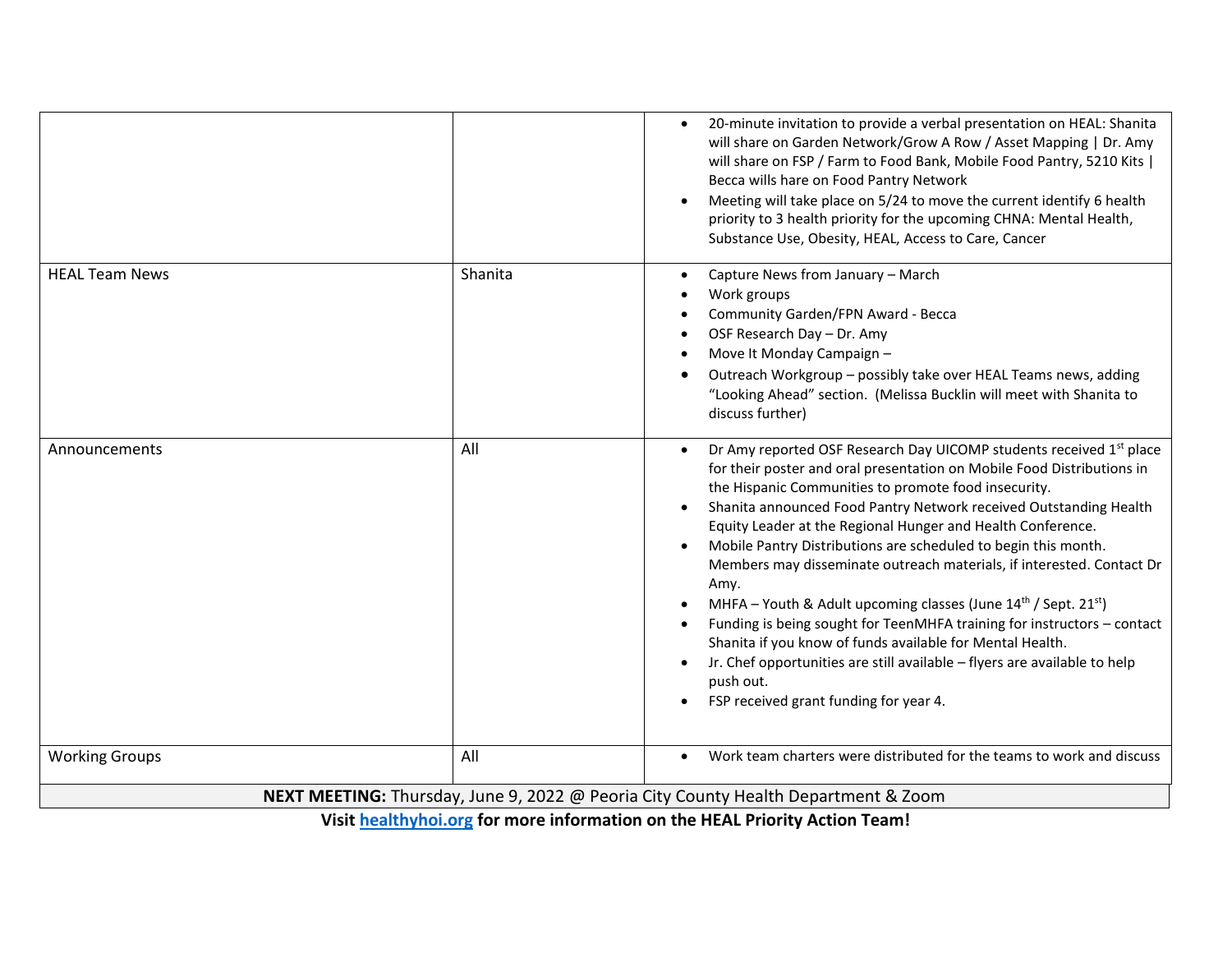| | | |
|---|---|---|
| | | • 20-minute invitation to provide a verbal presentation on HEAL: Shanita will share on Garden Network/Grow A Row / Asset Mapping \| Dr. Amy will share on FSP / Farm to Food Bank, Mobile Food Pantry, 5210 Kits \| Becca wills hare on Food Pantry Network<br>• Meeting will take place on 5/24 to move the current identify 6 health priority to 3 health priority for the upcoming CHNA: Mental Health, Substance Use, Obesity, HEAL, Access to Care, Cancer |
| HEAL Team News | Shanita | • Capture News from January – March<br>• Work groups<br>• Community Garden/FPN Award - Becca<br>• OSF Research Day – Dr. Amy<br>• Move It Monday Campaign –<br>• Outreach Workgroup – possibly take over HEAL Teams news, adding "Looking Ahead" section. (Melissa Bucklin will meet with Shanita to discuss further) |
| Announcements | All | • Dr Amy reported OSF Research Day UICOMP students received 1st place for their poster and oral presentation on Mobile Food Distributions in the Hispanic Communities to promote food insecurity.<br>• Shanita announced Food Pantry Network received Outstanding Health Equity Leader at the Regional Hunger and Health Conference.<br>• Mobile Pantry Distributions are scheduled to begin this month. Members may disseminate outreach materials, if interested. Contact Dr Amy.<br>• MHFA – Youth & Adult upcoming classes (June 14th / Sept. 21st)<br>• Funding is being sought for TeenMHFA training for instructors – contact Shanita if you know of funds available for Mental Health.<br>• Jr. Chef opportunities are still available – flyers are available to help push out.<br>• FSP received grant funding for year 4. |
| Working Groups | All | • Work team charters were distributed for the teams to work and discuss |

**NEXT MEETING:** Thursday, June 9, 2022 @ Peoria City County Health Department & Zoom

**Visit healthyhoi.org for more information on the HEAL Priority Action Team!**